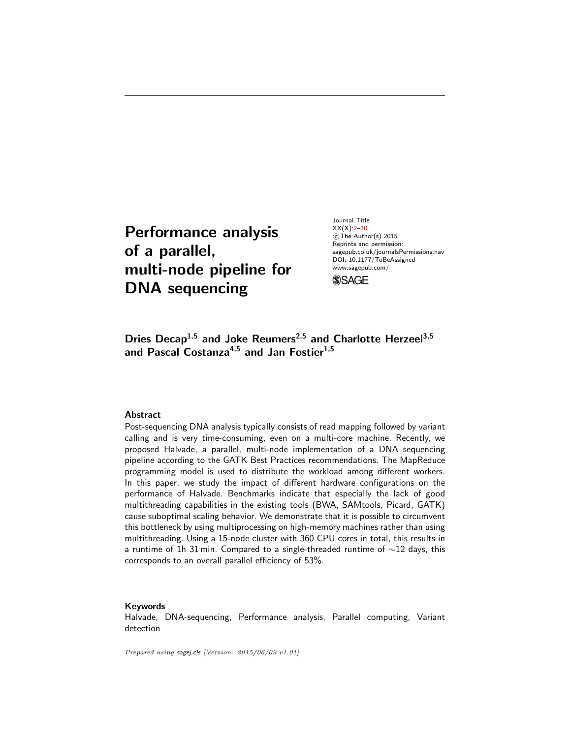# Performance analysis of a parallel, multi-node pipeline for DNA sequencing

Journal Title
XX(X):2–10
©The Author(s) 2015
Reprints and permission:
sagepub.co.uk/journalsPermissions.nav
DOI: 10.1177/ToBeAssigned
www.sagepub.com/

**Dries Decap[1,5] and Joke Reumers[2,5] and Charlotte Herzeel[3,5] and Pascal Costanza[4,5] and Jan Fostier[1,5]**

### Abstract

Post-sequencing DNA analysis typically consists of read mapping followed by variant calling and is very time-consuming, even on a multi-core machine. Recently, we proposed Halvade, a parallel, multi-node implementation of a DNA sequencing pipeline according to the GATK Best Practices recommendations. The MapReduce programming model is used to distribute the workload among different workers. In this paper, we study the impact of different hardware configurations on the performance of Halvade. Benchmarks indicate that especially the lack of good multithreading capabilities in the existing tools (BWA, SAMtools, Picard, GATK) cause suboptimal scaling behavior. We demonstrate that it is possible to circumvent this bottleneck by using multiprocessing on high-memory machines rather than using multithreading. Using a 15-node cluster with 360 CPU cores in total, this results in a runtime of 1h 31 min. Compared to a single-threaded runtime of ∼12 days, this corresponds to an overall parallel efficiency of 53%.

### Keywords

Halvade, DNA-sequencing, Performance analysis, Parallel computing, Variant detection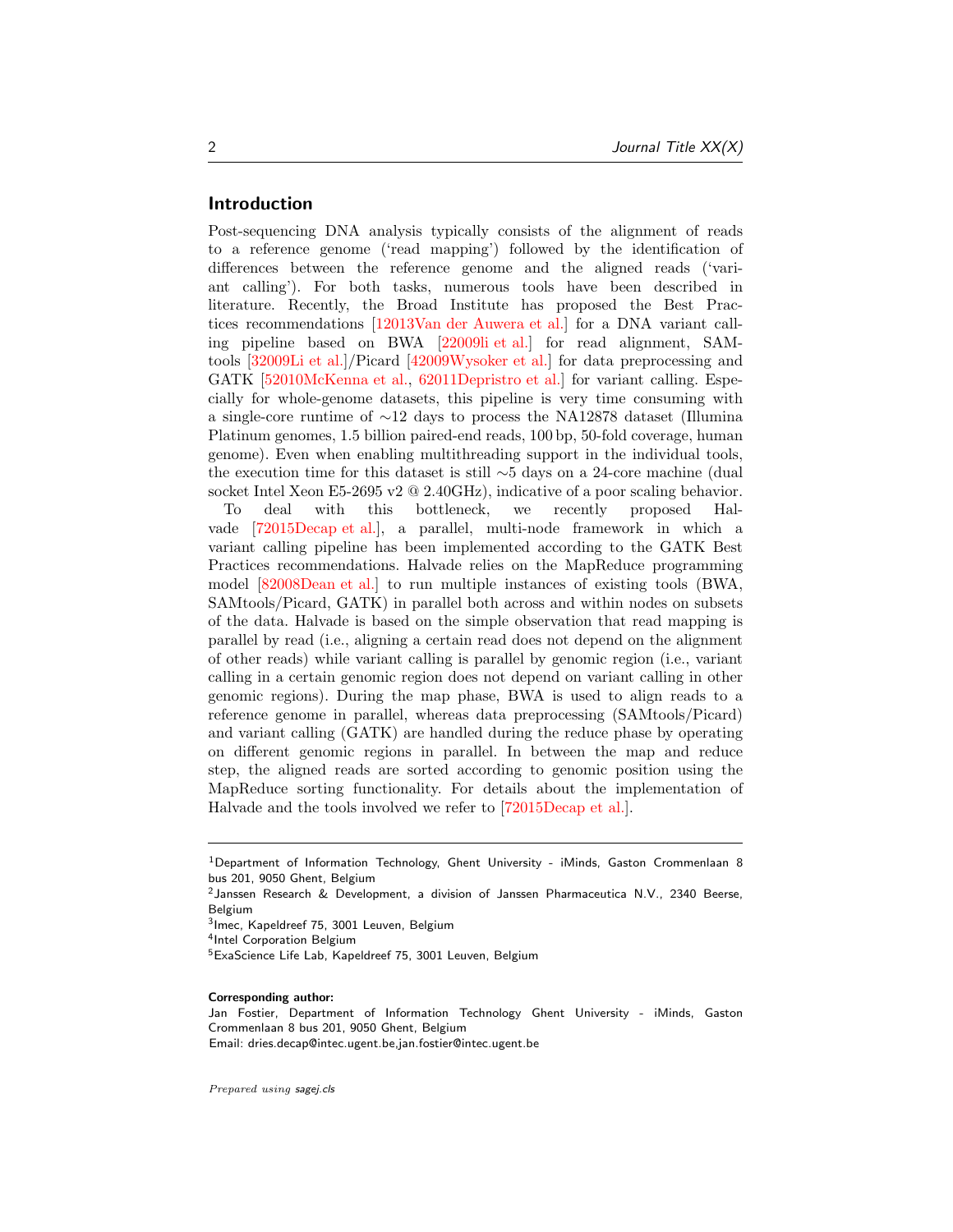## Introduction

Post-sequencing DNA analysis typically consists of the alignment of reads to a reference genome ('read mapping') followed by the identification of differences between the reference genome and the aligned reads ('variant calling'). For both tasks, numerous tools have been described in literature. Recently, the Broad Institute has proposed the Best Practices recommendations [12013Van der Auwera et al.] for a DNA variant calling pipeline based on BWA [22009li et al.] for read alignment, SAMtools [32009Li et al.]/Picard [42009Wysoker et al.] for data preprocessing and GATK [52010McKenna et al., 62011Depristro et al.] for variant calling. Especially for whole-genome datasets, this pipeline is very time consuming with a single-core runtime of ∼12 days to process the NA12878 dataset (Illumina Platinum genomes, 1.5 billion paired-end reads, 100 bp, 50-fold coverage, human genome). Even when enabling multithreading support in the individual tools, the execution time for this dataset is still ∼5 days on a 24-core machine (dual socket Intel Xeon E5-2695 v2 @ 2.40GHz), indicative of a poor scaling behavior.

To deal with this bottleneck, we recently proposed Halvade [72015Decap et al.], a parallel, multi-node framework in which a variant calling pipeline has been implemented according to the GATK Best Practices recommendations. Halvade relies on the MapReduce programming model [82008Dean et al.] to run multiple instances of existing tools (BWA, SAMtools/Picard, GATK) in parallel both across and within nodes on subsets of the data. Halvade is based on the simple observation that read mapping is parallel by read (i.e., aligning a certain read does not depend on the alignment of other reads) while variant calling is parallel by genomic region (i.e., variant calling in a certain genomic region does not depend on variant calling in other genomic regions). During the map phase, BWA is used to align reads to a reference genome in parallel, whereas data preprocessing (SAMtools/Picard) and variant calling (GATK) are handled during the reduce phase by operating on different genomic regions in parallel. In between the map and reduce step, the aligned reads are sorted according to genomic position using the MapReduce sorting functionality. For details about the implementation of Halvade and the tools involved we refer to [72015Decap et al.].

---

[1]Department of Information Technology, Ghent University - iMinds, Gaston Crommenlaan 8 bus 201, 9050 Ghent, Belgium
[2]Janssen Research & Development, a division of Janssen Pharmaceutica N.V., 2340 Beerse, Belgium
[3]Imec, Kapeldreef 75, 3001 Leuven, Belgium
[4]Intel Corporation Belgium
[5]ExaScience Life Lab, Kapeldreef 75, 3001 Leuven, Belgium

**Corresponding author:**
Jan Fostier, Department of Information Technology Ghent University - iMinds, Gaston Crommenlaan 8 bus 201, 9050 Ghent, Belgium
Email: dries.decap@intec.ugent.be,jan.fostier@intec.ugent.be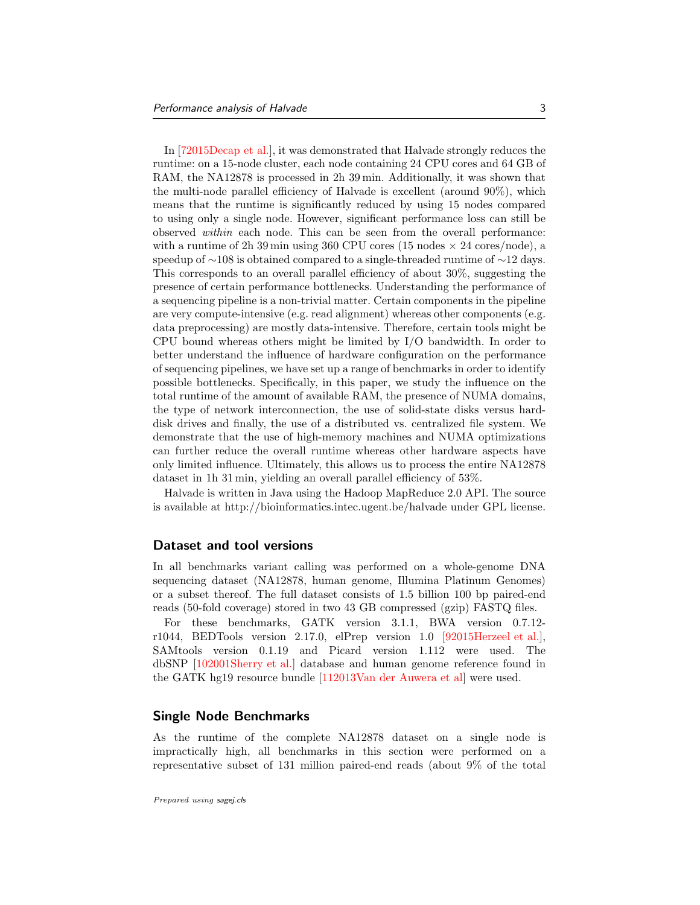In [72015Decap et al.], it was demonstrated that Halvade strongly reduces the runtime: on a 15-node cluster, each node containing 24 CPU cores and 64 GB of RAM, the NA12878 is processed in 2h 39 min. Additionally, it was shown that the multi-node parallel efficiency of Halvade is excellent (around 90%), which means that the runtime is significantly reduced by using 15 nodes compared to using only a single node. However, significant performance loss can still be observed *within* each node. This can be seen from the overall performance: with a runtime of 2h 39 min using 360 CPU cores (15 nodes × 24 cores/node), a speedup of ∼108 is obtained compared to a single-threaded runtime of ∼12 days. This corresponds to an overall parallel efficiency of about 30%, suggesting the presence of certain performance bottlenecks. Understanding the performance of a sequencing pipeline is a non-trivial matter. Certain components in the pipeline are very compute-intensive (e.g. read alignment) whereas other components (e.g. data preprocessing) are mostly data-intensive. Therefore, certain tools might be CPU bound whereas others might be limited by I/O bandwidth. In order to better understand the influence of hardware configuration on the performance of sequencing pipelines, we have set up a range of benchmarks in order to identify possible bottlenecks. Specifically, in this paper, we study the influence on the total runtime of the amount of available RAM, the presence of NUMA domains, the type of network interconnection, the use of solid-state disks versus hard-disk drives and finally, the use of a distributed vs. centralized file system. We demonstrate that the use of high-memory machines and NUMA optimizations can further reduce the overall runtime whereas other hardware aspects have only limited influence. Ultimately, this allows us to process the entire NA12878 dataset in 1h 31 min, yielding an overall parallel efficiency of 53%.

Halvade is written in Java using the Hadoop MapReduce 2.0 API. The source is available at http://bioinformatics.intec.ugent.be/halvade under GPL license.

## Dataset and tool versions

In all benchmarks variant calling was performed on a whole-genome DNA sequencing dataset (NA12878, human genome, Illumina Platinum Genomes) or a subset thereof. The full dataset consists of 1.5 billion 100 bp paired-end reads (50-fold coverage) stored in two 43 GB compressed (gzip) FASTQ files.

For these benchmarks, GATK version 3.1.1, BWA version 0.7.12-r1044, BEDTools version 2.17.0, elPrep version 1.0 [92015Herzeel et al.], SAMtools version 0.1.19 and Picard version 1.112 were used. The dbSNP [102001Sherry et al.] database and human genome reference found in the GATK hg19 resource bundle [112013Van der Auwera et al] were used.

## Single Node Benchmarks

As the runtime of the complete NA12878 dataset on a single node is impractically high, all benchmarks in this section were performed on a representative subset of 131 million paired-end reads (about 9% of the total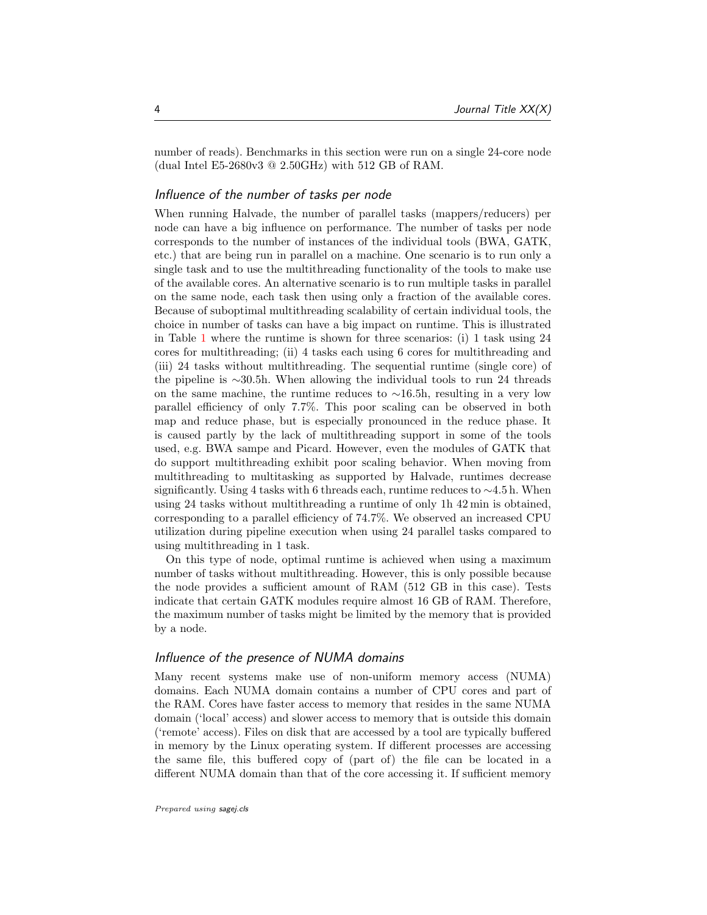number of reads). Benchmarks in this section were run on a single 24-core node (dual Intel E5-2680v3 @ 2.50GHz) with 512 GB of RAM.

### *Influence of the number of tasks per node*

When running Halvade, the number of parallel tasks (mappers/reducers) per node can have a big influence on performance. The number of tasks per node corresponds to the number of instances of the individual tools (BWA, GATK, etc.) that are being run in parallel on a machine. One scenario is to run only a single task and to use the multithreading functionality of the tools to make use of the available cores. An alternative scenario is to run multiple tasks in parallel on the same node, each task then using only a fraction of the available cores. Because of suboptimal multithreading scalability of certain individual tools, the choice in number of tasks can have a big impact on runtime. This is illustrated in Table 1 where the runtime is shown for three scenarios: (i) 1 task using 24 cores for multithreading; (ii) 4 tasks each using 6 cores for multithreading and (iii) 24 tasks without multithreading. The sequential runtime (single core) of the pipeline is ∼30.5h. When allowing the individual tools to run 24 threads on the same machine, the runtime reduces to ∼16.5h, resulting in a very low parallel efficiency of only 7.7%. This poor scaling can be observed in both map and reduce phase, but is especially pronounced in the reduce phase. It is caused partly by the lack of multithreading support in some of the tools used, e.g. BWA sampe and Picard. However, even the modules of GATK that do support multithreading exhibit poor scaling behavior. When moving from multithreading to multitasking as supported by Halvade, runtimes decrease significantly. Using 4 tasks with 6 threads each, runtime reduces to ∼4.5 h. When using 24 tasks without multithreading a runtime of only 1h 42 min is obtained, corresponding to a parallel efficiency of 74.7%. We observed an increased CPU utilization during pipeline execution when using 24 parallel tasks compared to using multithreading in 1 task.

On this type of node, optimal runtime is achieved when using a maximum number of tasks without multithreading. However, this is only possible because the node provides a sufficient amount of RAM (512 GB in this case). Tests indicate that certain GATK modules require almost 16 GB of RAM. Therefore, the maximum number of tasks might be limited by the memory that is provided by a node.

### *Influence of the presence of NUMA domains*

Many recent systems make use of non-uniform memory access (NUMA) domains. Each NUMA domain contains a number of CPU cores and part of the RAM. Cores have faster access to memory that resides in the same NUMA domain ('local' access) and slower access to memory that is outside this domain ('remote' access). Files on disk that are accessed by a tool are typically buffered in memory by the Linux operating system. If different processes are accessing the same file, this buffered copy of (part of) the file can be located in a different NUMA domain than that of the core accessing it. If sufficient memory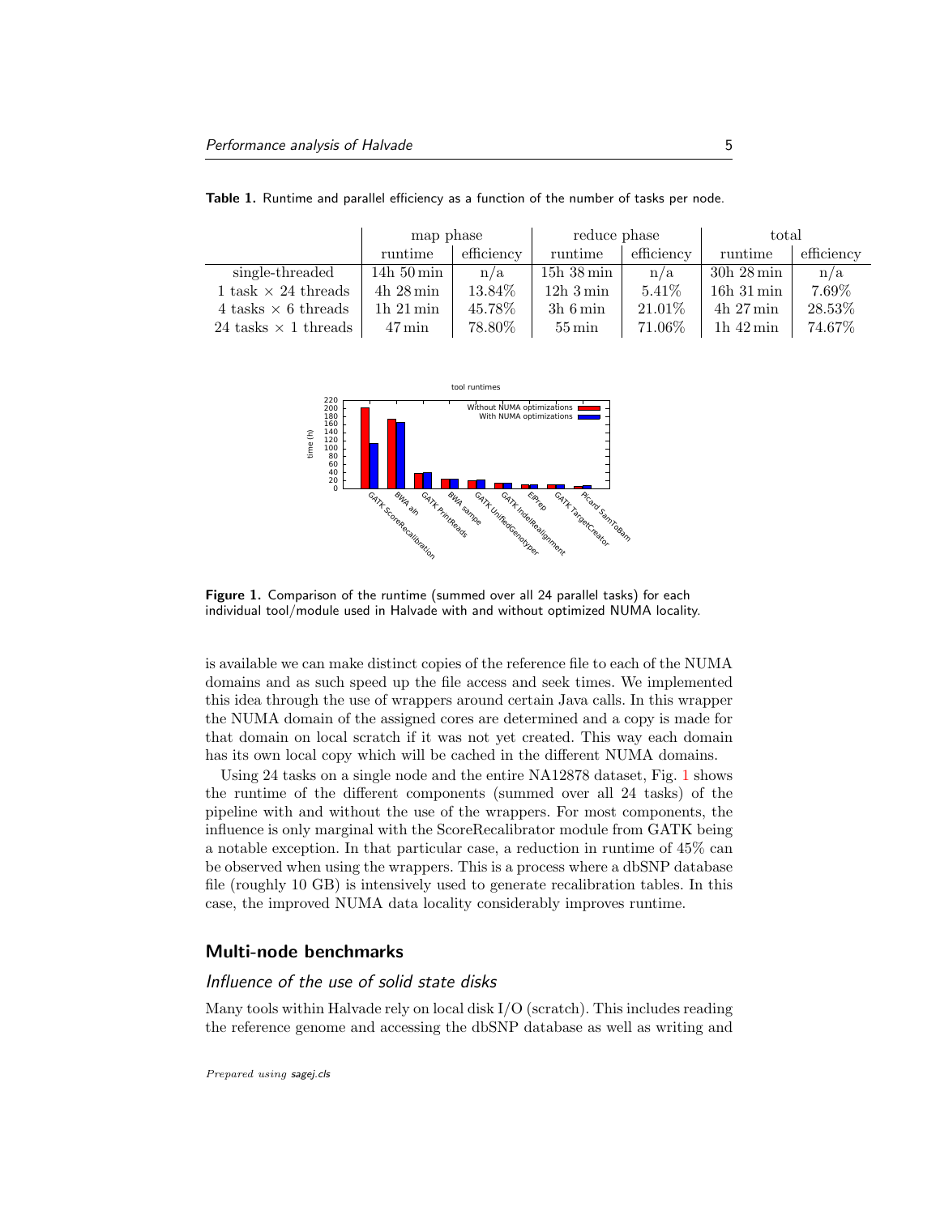**Table 1.** Runtime and parallel efficiency as a function of the number of tasks per node.

| | map phase | | reduce phase | | total | |
|---|---|---|---|---|---|---|
| | runtime | efficiency | runtime | efficiency | runtime | efficiency |
| single-threaded | 14h 50 min | n/a | 15h 38 min | n/a | 30h 28 min | n/a |
| 1 task × 24 threads | 4h 28 min | 13.84% | 12h 3 min | 5.41% | 16h 31 min | 7.69% |
| 4 tasks × 6 threads | 1h 21 min | 45.78% | 3h 6 min | 21.01% | 4h 27 min | 28.53% |
| 24 tasks × 1 threads | 47 min | 78.80% | 55 min | 71.06% | 1h 42 min | 74.67% |

**Figure 1.** Comparison of the runtime (summed over all 24 parallel tasks) for each individual tool/module used in Halvade with and without optimized NUMA locality.

is available we can make distinct copies of the reference file to each of the NUMA domains and as such speed up the file access and seek times. We implemented this idea through the use of wrappers around certain Java calls. In this wrapper the NUMA domain of the assigned cores are determined and a copy is made for that domain on local scratch if it was not yet created. This way each domain has its own local copy which will be cached in the different NUMA domains.

Using 24 tasks on a single node and the entire NA12878 dataset, Fig. 1 shows the runtime of the different components (summed over all 24 tasks) of the pipeline with and without the use of the wrappers. For most components, the influence is only marginal with the ScoreRecalibrator module from GATK being a notable exception. In that particular case, a reduction in runtime of 45% can be observed when using the wrappers. This is a process where a dbSNP database file (roughly 10 GB) is intensively used to generate recalibration tables. In this case, the improved NUMA data locality considerably improves runtime.

## Multi-node benchmarks

### *Influence of the use of solid state disks*

Many tools within Halvade rely on local disk I/O (scratch). This includes reading the reference genome and accessing the dbSNP database as well as writing and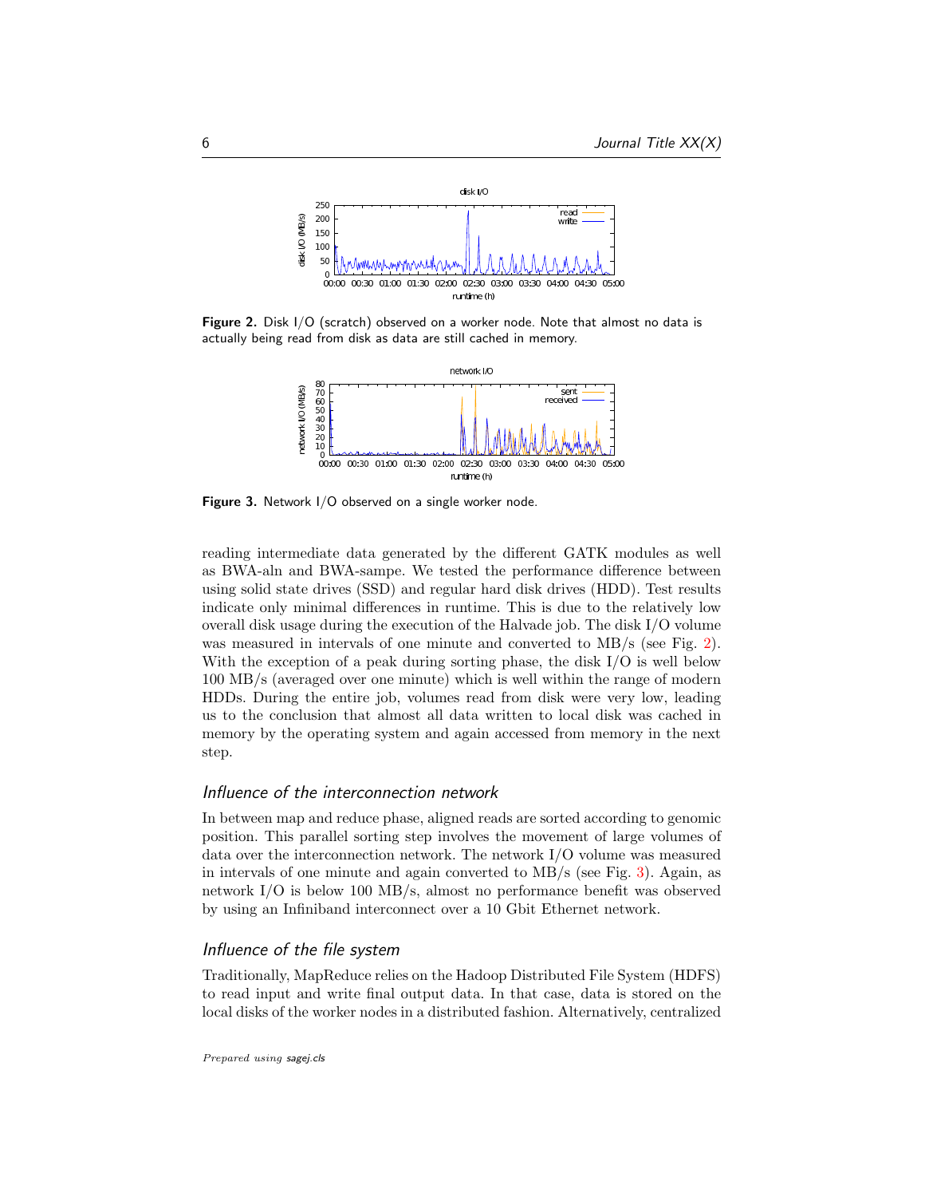Figure 2. Disk I/O (scratch) observed on a worker node. Note that almost no data is actually being read from disk as data are still cached in memory.

Figure 3. Network I/O observed on a single worker node.

reading intermediate data generated by the different GATK modules as well as BWA-aln and BWA-sampe. We tested the performance difference between using solid state drives (SSD) and regular hard disk drives (HDD). Test results indicate only minimal differences in runtime. This is due to the relatively low overall disk usage during the execution of the Halvade job. The disk I/O volume was measured in intervals of one minute and converted to MB/s (see Fig. 2). With the exception of a peak during sorting phase, the disk I/O is well below 100 MB/s (averaged over one minute) which is well within the range of modern HDDs. During the entire job, volumes read from disk were very low, leading us to the conclusion that almost all data written to local disk was cached in memory by the operating system and again accessed from memory in the next step.

### Influence of the interconnection network

In between map and reduce phase, aligned reads are sorted according to genomic position. This parallel sorting step involves the movement of large volumes of data over the interconnection network. The network I/O volume was measured in intervals of one minute and again converted to MB/s (see Fig. 3). Again, as network I/O is below 100 MB/s, almost no performance benefit was observed by using an Infiniband interconnect over a 10 Gbit Ethernet network.

### Influence of the file system

Traditionally, MapReduce relies on the Hadoop Distributed File System (HDFS) to read input and write final output data. In that case, data is stored on the local disks of the worker nodes in a distributed fashion. Alternatively, centralized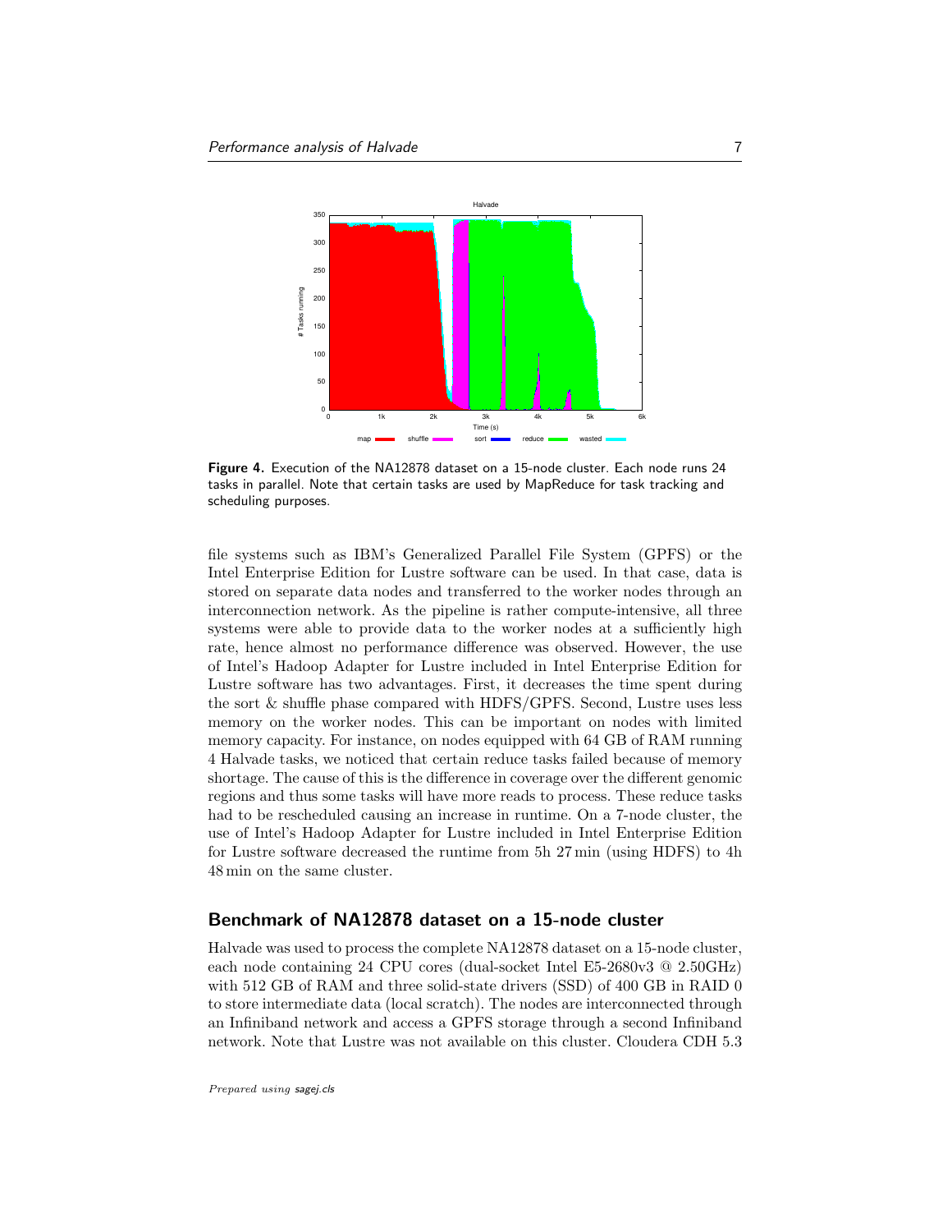**Figure 4.** Execution of the NA12878 dataset on a 15-node cluster. Each node runs 24 tasks in parallel. Note that certain tasks are used by MapReduce for task tracking and scheduling purposes.

file systems such as IBM's Generalized Parallel File System (GPFS) or the Intel Enterprise Edition for Lustre software can be used. In that case, data is stored on separate data nodes and transferred to the worker nodes through an interconnection network. As the pipeline is rather compute-intensive, all three systems were able to provide data to the worker nodes at a sufficiently high rate, hence almost no performance difference was observed. However, the use of Intel's Hadoop Adapter for Lustre included in Intel Enterprise Edition for Lustre software has two advantages. First, it decreases the time spent during the sort & shuffle phase compared with HDFS/GPFS. Second, Lustre uses less memory on the worker nodes. This can be important on nodes with limited memory capacity. For instance, on nodes equipped with 64 GB of RAM running 4 Halvade tasks, we noticed that certain reduce tasks failed because of memory shortage. The cause of this is the difference in coverage over the different genomic regions and thus some tasks will have more reads to process. These reduce tasks had to be rescheduled causing an increase in runtime. On a 7-node cluster, the use of Intel's Hadoop Adapter for Lustre included in Intel Enterprise Edition for Lustre software decreased the runtime from 5h 27 min (using HDFS) to 4h 48 min on the same cluster.

## Benchmark of NA12878 dataset on a 15-node cluster

Halvade was used to process the complete NA12878 dataset on a 15-node cluster, each node containing 24 CPU cores (dual-socket Intel E5-2680v3 @ 2.50GHz) with 512 GB of RAM and three solid-state drivers (SSD) of 400 GB in RAID 0 to store intermediate data (local scratch). The nodes are interconnected through an Infiniband network and access a GPFS storage through a second Infiniband network. Note that Lustre was not available on this cluster. Cloudera CDH 5.3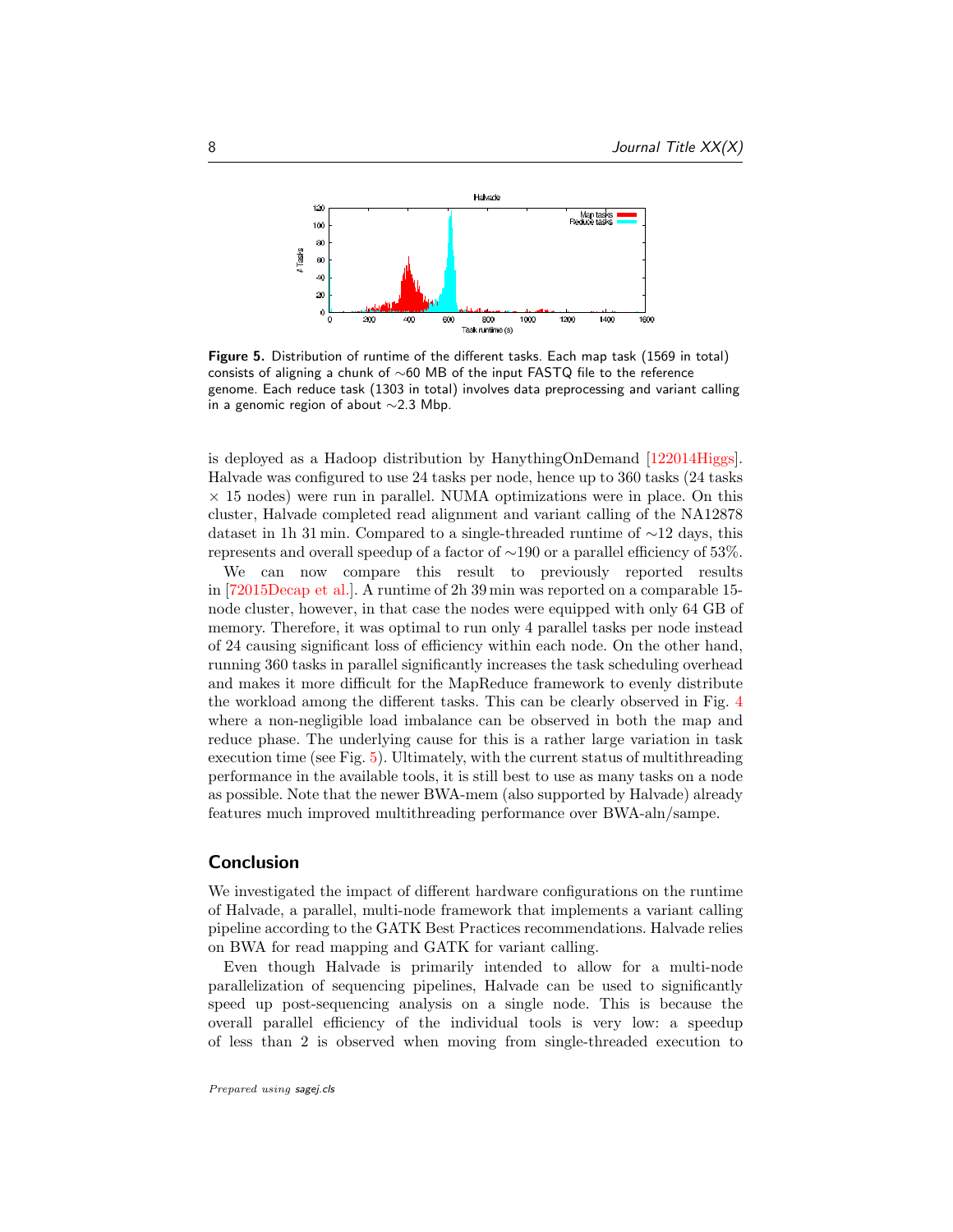**Figure 5.** Distribution of runtime of the different tasks. Each map task (1569 in total) consists of aligning a chunk of ∼60 MB of the input FASTQ file to the reference genome. Each reduce task (1303 in total) involves data preprocessing and variant calling in a genomic region of about ∼2.3 Mbp.

is deployed as a Hadoop distribution by HanythingOnDemand [122014Higgs]. Halvade was configured to use 24 tasks per node, hence up to 360 tasks (24 tasks × 15 nodes) were run in parallel. NUMA optimizations were in place. On this cluster, Halvade completed read alignment and variant calling of the NA12878 dataset in 1h 31 min. Compared to a single-threaded runtime of ∼12 days, this represents and overall speedup of a factor of ∼190 or a parallel efficiency of 53%.

We can now compare this result to previously reported results in [72015Decap et al.]. A runtime of 2h 39 min was reported on a comparable 15-node cluster, however, in that case the nodes were equipped with only 64 GB of memory. Therefore, it was optimal to run only 4 parallel tasks per node instead of 24 causing significant loss of efficiency within each node. On the other hand, running 360 tasks in parallel significantly increases the task scheduling overhead and makes it more difficult for the MapReduce framework to evenly distribute the workload among the different tasks. This can be clearly observed in Fig. 4 where a non-negligible load imbalance can be observed in both the map and reduce phase. The underlying cause for this is a rather large variation in task execution time (see Fig. 5). Ultimately, with the current status of multithreading performance in the available tools, it is still best to use as many tasks on a node as possible. Note that the newer BWA-mem (also supported by Halvade) already features much improved multithreading performance over BWA-aln/sampe.

## Conclusion

We investigated the impact of different hardware configurations on the runtime of Halvade, a parallel, multi-node framework that implements a variant calling pipeline according to the GATK Best Practices recommendations. Halvade relies on BWA for read mapping and GATK for variant calling.

Even though Halvade is primarily intended to allow for a multi-node parallelization of sequencing pipelines, Halvade can be used to significantly speed up post-sequencing analysis on a single node. This is because the overall parallel efficiency of the individual tools is very low: a speedup of less than 2 is observed when moving from single-threaded execution to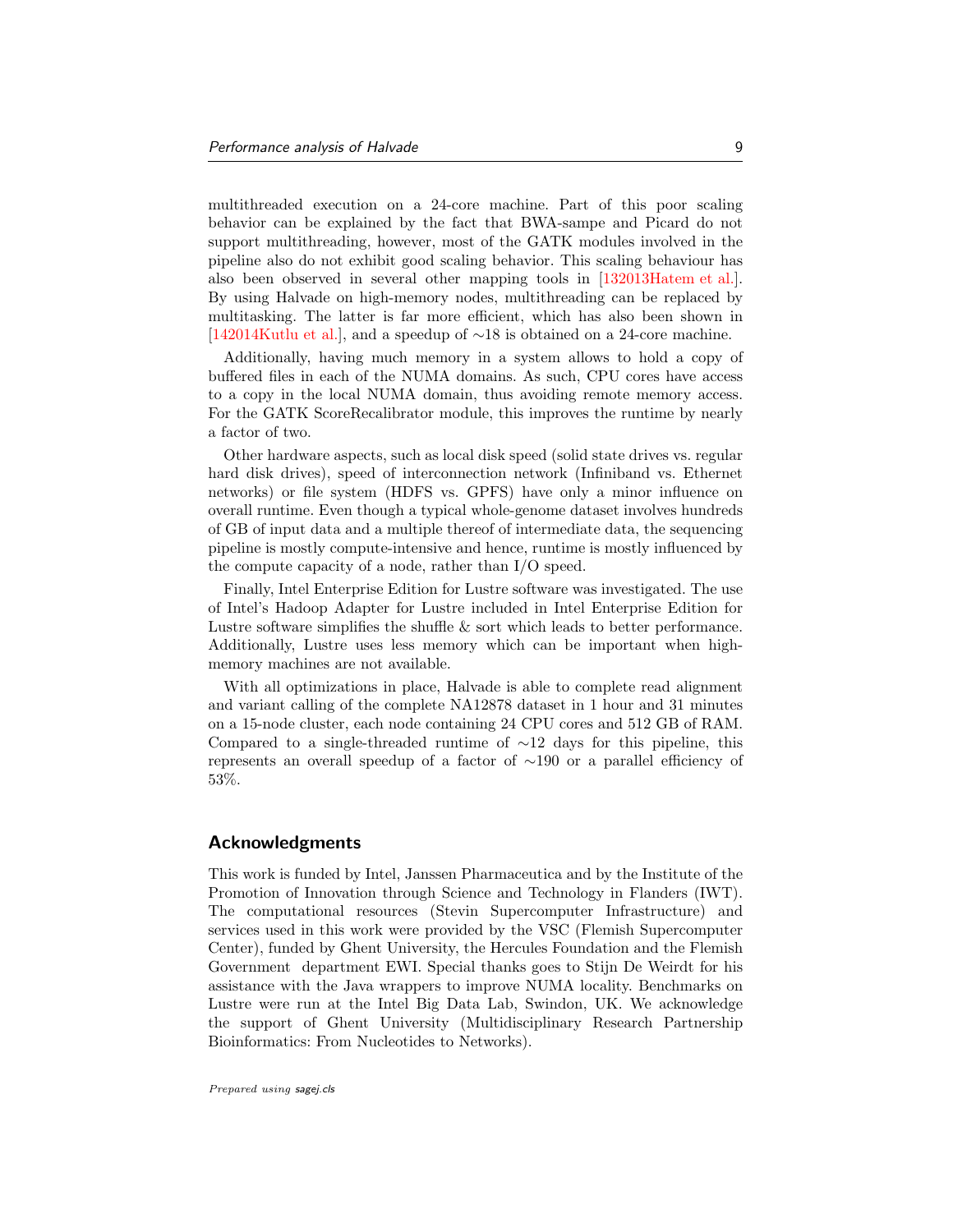multithreaded execution on a 24-core machine. Part of this poor scaling behavior can be explained by the fact that BWA-sampe and Picard do not support multithreading, however, most of the GATK modules involved in the pipeline also do not exhibit good scaling behavior. This scaling behaviour has also been observed in several other mapping tools in [132013Hatem et al.]. By using Halvade on high-memory nodes, multithreading can be replaced by multitasking. The latter is far more efficient, which has also been shown in [142014Kutlu et al.], and a speedup of ∼18 is obtained on a 24-core machine.

Additionally, having much memory in a system allows to hold a copy of buffered files in each of the NUMA domains. As such, CPU cores have access to a copy in the local NUMA domain, thus avoiding remote memory access. For the GATK ScoreRecalibrator module, this improves the runtime by nearly a factor of two.

Other hardware aspects, such as local disk speed (solid state drives vs. regular hard disk drives), speed of interconnection network (Infiniband vs. Ethernet networks) or file system (HDFS vs. GPFS) have only a minor influence on overall runtime. Even though a typical whole-genome dataset involves hundreds of GB of input data and a multiple thereof of intermediate data, the sequencing pipeline is mostly compute-intensive and hence, runtime is mostly influenced by the compute capacity of a node, rather than I/O speed.

Finally, Intel Enterprise Edition for Lustre software was investigated. The use of Intel's Hadoop Adapter for Lustre included in Intel Enterprise Edition for Lustre software simplifies the shuffle & sort which leads to better performance. Additionally, Lustre uses less memory which can be important when high-memory machines are not available.

With all optimizations in place, Halvade is able to complete read alignment and variant calling of the complete NA12878 dataset in 1 hour and 31 minutes on a 15-node cluster, each node containing 24 CPU cores and 512 GB of RAM. Compared to a single-threaded runtime of ∼12 days for this pipeline, this represents an overall speedup of a factor of ∼190 or a parallel efficiency of 53%.

## Acknowledgments

This work is funded by Intel, Janssen Pharmaceutica and by the Institute of the Promotion of Innovation through Science and Technology in Flanders (IWT). The computational resources (Stevin Supercomputer Infrastructure) and services used in this work were provided by the VSC (Flemish Supercomputer Center), funded by Ghent University, the Hercules Foundation and the Flemish Government department EWI. Special thanks goes to Stijn De Weirdt for his assistance with the Java wrappers to improve NUMA locality. Benchmarks on Lustre were run at the Intel Big Data Lab, Swindon, UK. We acknowledge the support of Ghent University (Multidisciplinary Research Partnership Bioinformatics: From Nucleotides to Networks).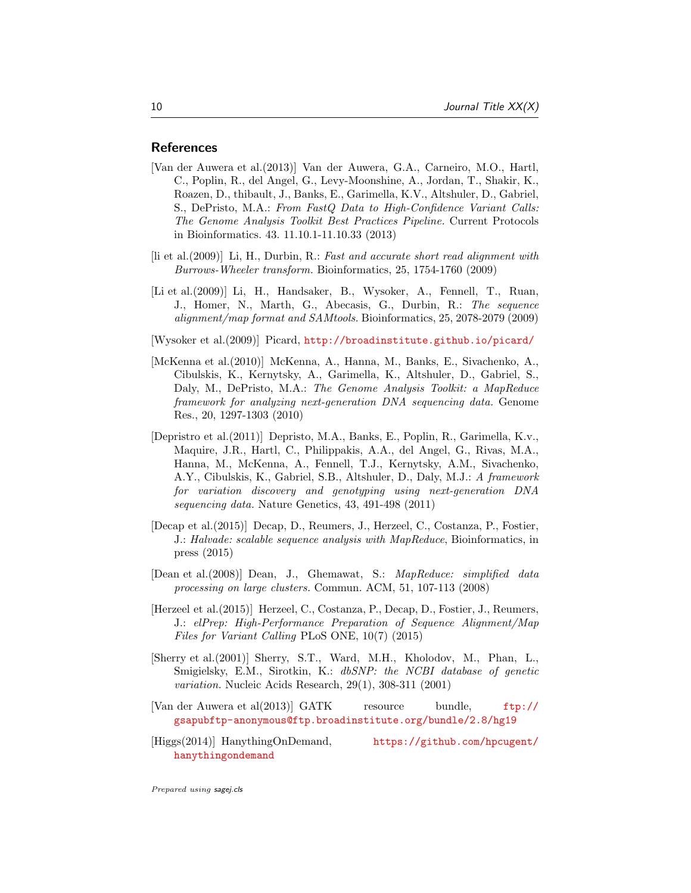## References

[Van der Auwera et al.(2013)] Van der Auwera, G.A., Carneiro, M.O., Hartl, C., Poplin, R., del Angel, G., Levy-Moonshine, A., Jordan, T., Shakir, K., Roazen, D., thibault, J., Banks, E., Garimella, K.V., Altshuler, D., Gabriel, S., DePristo, M.A.: *From FastQ Data to High-Confidence Variant Calls: The Genome Analysis Toolkit Best Practices Pipeline.* Current Protocols in Bioinformatics. 43. 11.10.1-11.10.33 (2013)

[li et al.(2009)] Li, H., Durbin, R.: *Fast and accurate short read alignment with Burrows-Wheeler transform.* Bioinformatics, 25, 1754-1760 (2009)

[Li et al.(2009)] Li, H., Handsaker, B., Wysoker, A., Fennell, T., Ruan, J., Homer, N., Marth, G., Abecasis, G., Durbin, R.: *The sequence alignment/map format and SAMtools.* Bioinformatics, 25, 2078-2079 (2009)

[Wysoker et al.(2009)] Picard, http://broadinstitute.github.io/picard/

[McKenna et al.(2010)] McKenna, A., Hanna, M., Banks, E., Sivachenko, A., Cibulskis, K., Kernytsky, A., Garimella, K., Altshuler, D., Gabriel, S., Daly, M., DePristo, M.A.: *The Genome Analysis Toolkit: a MapReduce framework for analyzing next-generation DNA sequencing data.* Genome Res., 20, 1297-1303 (2010)

[Depristro et al.(2011)] Depristo, M.A., Banks, E., Poplin, R., Garimella, K.v., Maquire, J.R., Hartl, C., Philippakis, A.A., del Angel, G., Rivas, M.A., Hanna, M., McKenna, A., Fennell, T.J., Kernytsky, A.M., Sivachenko, A.Y., Cibulskis, K., Gabriel, S.B., Altshuler, D., Daly, M.J.: *A framework for variation discovery and genotyping using next-generation DNA sequencing data.* Nature Genetics, 43, 491-498 (2011)

[Decap et al.(2015)] Decap, D., Reumers, J., Herzeel, C., Costanza, P., Fostier, J.: *Halvade: scalable sequence analysis with MapReduce*, Bioinformatics, in press (2015)

[Dean et al.(2008)] Dean, J., Ghemawat, S.: *MapReduce: simplified data processing on large clusters.* Commun. ACM, 51, 107-113 (2008)

[Herzeel et al.(2015)] Herzeel, C., Costanza, P., Decap, D., Fostier, J., Reumers, J.: *elPrep: High-Performance Preparation of Sequence Alignment/Map Files for Variant Calling* PLoS ONE, 10(7) (2015)

[Sherry et al.(2001)] Sherry, S.T., Ward, M.H., Kholodov, M., Phan, L., Smigielsky, E.M., Sirotkin, K.: *dbSNP: the NCBI database of genetic variation.* Nucleic Acids Research, 29(1), 308-311 (2001)

[Van der Auwera et al(2013)] GATK resource bundle, ftp://gsapubftp-anonymous@ftp.broadinstitute.org/bundle/2.8/hg19

[Higgs(2014)] HanythingOnDemand, https://github.com/hpcugent/hanythingondemand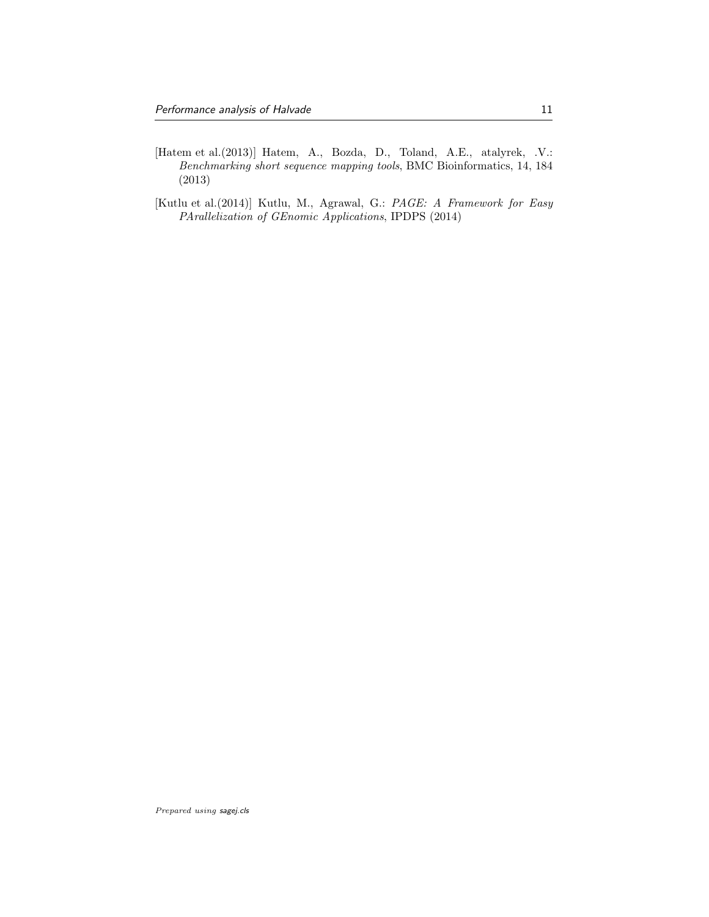[Hatem et al.(2013)] Hatem, A., Bozda, D., Toland, A.E., atalyrek, .V.: *Benchmarking short sequence mapping tools*, BMC Bioinformatics, 14, 184 (2013)

[Kutlu et al.(2014)] Kutlu, M., Agrawal, G.: *PAGE: A Framework for Easy PArallelization of GEnomic Applications*, IPDPS (2014)